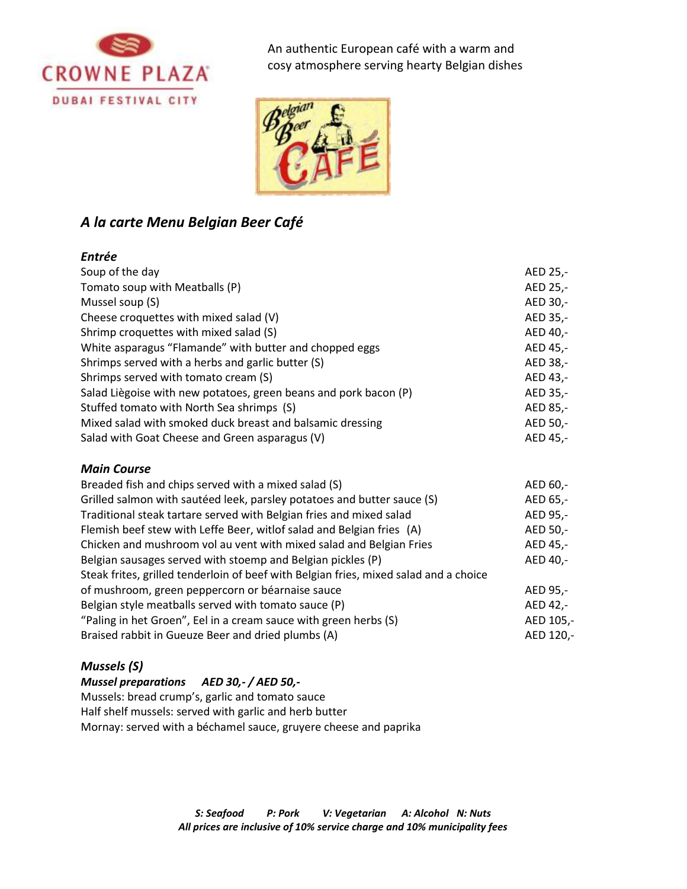An authentic European café with a warm and cosy atmosphere serving hearty Belgian dishes

## *A la carte Menu Belgian Beer Café*

### *Entrée*

| | |
|---|---|
| Soup of the day | AED 25,- |
| Tomato soup with Meatballs (P) | AED 25,- |
| Mussel soup (S) | AED 30,- |
| Cheese croquettes with mixed salad (V) | AED 35,- |
| Shrimp croquettes with mixed salad (S) | AED 40,- |
| White asparagus "Flamande" with butter and chopped eggs | AED 45,- |
| Shrimps served with a herbs and garlic butter (S) | AED 38,- |
| Shrimps served with tomato cream (S) | AED 43,- |
| Salad Liègoise with new potatoes, green beans and pork bacon (P) | AED 35,- |
| Stuffed tomato with North Sea shrimps (S) | AED 85,- |
| Mixed salad with smoked duck breast and balsamic dressing | AED 50,- |
| Salad with Goat Cheese and Green asparagus (V) | AED 45,- |

### *Main Course*

| | |
|---|---|
| Breaded fish and chips served with a mixed salad (S) | AED 60,- |
| Grilled salmon with sautéed leek, parsley potatoes and butter sauce (S) | AED 65,- |
| Traditional steak tartare served with Belgian fries and mixed salad | AED 95,- |
| Flemish beef stew with Leffe Beer, witlof salad and Belgian fries (A) | AED 50,- |
| Chicken and mushroom vol au vent with mixed salad and Belgian Fries | AED 45,- |
| Belgian sausages served with stoemp and Belgian pickles (P) | AED 40,- |
| Steak frites, grilled tenderloin of beef with Belgian fries, mixed salad and a choice of mushroom, green peppercorn or béarnaise sauce | AED 95,- |
| Belgian style meatballs served with tomato sauce (P) | AED 42,- |
| "Paling in het Groen", Eel in a cream sauce with green herbs (S) | AED 105,- |
| Braised rabbit in Gueuze Beer and dried plumbs (A) | AED 120,- |

### *Mussels (S)*

***Mussel preparations AED 30,- / AED 50,-***

Mussels: bread crump's, garlic and tomato sauce
Half shelf mussels: served with garlic and herb butter
Mornay: served with a béchamel sauce, gruyere cheese and paprika

***S: Seafood P: Pork V: Vegetarian A: Alcohol N: Nuts***
***All prices are inclusive of 10% service charge and 10% municipality fees***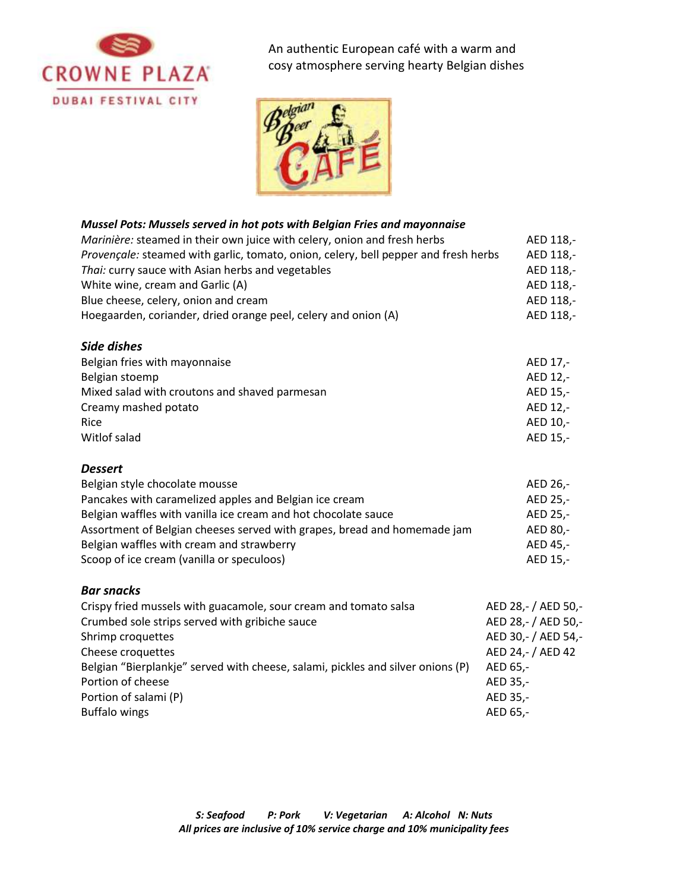CROWNE PLAZA
DUBAI FESTIVAL CITY

An authentic European café with a warm and cosy atmosphere serving hearty Belgian dishes

Belgian Beer CAFÉ

### *Mussel Pots: Mussels served in hot pots with Belgian Fries and mayonnaise*

| | |
|---|---|
| *Marinière:* steamed in their own juice with celery, onion and fresh herbs | AED 118,- |
| *Provençale:* steamed with garlic, tomato, onion, celery, bell pepper and fresh herbs | AED 118,- |
| *Thai:* curry sauce with Asian herbs and vegetables | AED 118,- |
| White wine, cream and Garlic (A) | AED 118,- |
| Blue cheese, celery, onion and cream | AED 118,- |
| Hoegaarden, coriander, dried orange peel, celery and onion (A) | AED 118,- |

### *Side dishes*

| | |
|---|---|
| Belgian fries with mayonnaise | AED 17,- |
| Belgian stoemp | AED 12,- |
| Mixed salad with croutons and shaved parmesan | AED 15,- |
| Creamy mashed potato | AED 12,- |
| Rice | AED 10,- |
| Witlof salad | AED 15,- |

### *Dessert*

| | |
|---|---|
| Belgian style chocolate mousse | AED 26,- |
| Pancakes with caramelized apples and Belgian ice cream | AED 25,- |
| Belgian waffles with vanilla ice cream and hot chocolate sauce | AED 25,- |
| Assortment of Belgian cheeses served with grapes, bread and homemade jam | AED 80,- |
| Belgian waffles with cream and strawberry | AED 45,- |
| Scoop of ice cream (vanilla or speculoos) | AED 15,- |

### *Bar snacks*

| | |
|---|---|
| Crispy fried mussels with guacamole, sour cream and tomato salsa | AED 28,- / AED 50,- |
| Crumbed sole strips served with gribiche sauce | AED 28,- / AED 50,- |
| Shrimp croquettes | AED 30,- / AED 54,- |
| Cheese croquettes | AED 24,- / AED 42 |
| Belgian "Bierplankje" served with cheese, salami, pickles and silver onions (P) | AED 65,- |
| Portion of cheese | AED 35,- |
| Portion of salami (P) | AED 35,- |
| Buffalo wings | AED 65,- |

***S: Seafood P: Pork V: Vegetarian A: Alcohol N: Nuts***
***All prices are inclusive of 10% service charge and 10% municipality fees***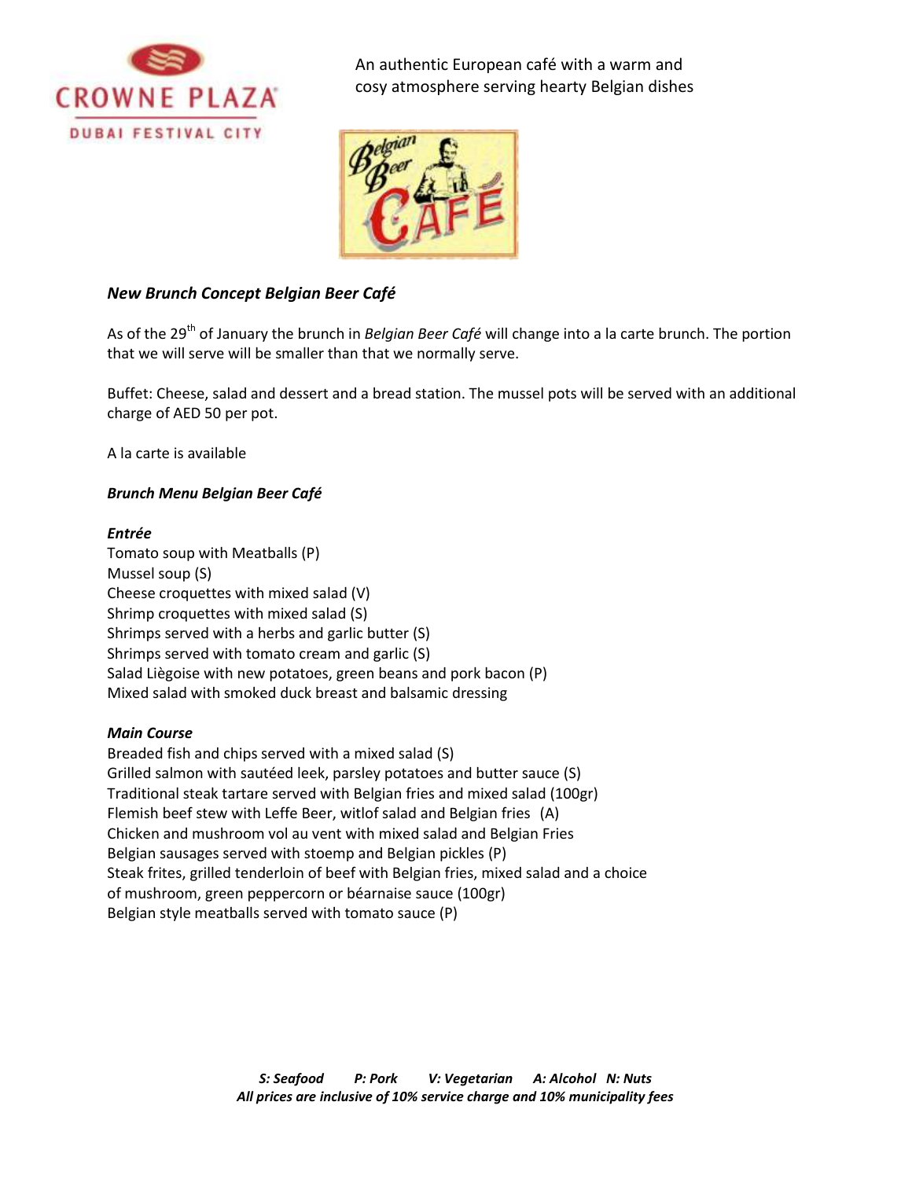An authentic European café with a warm and cosy atmosphere serving hearty Belgian dishes

### *New Brunch Concept Belgian Beer Café*

As of the 29th of January the brunch in *Belgian Beer Café* will change into a la carte brunch. The portion that we will serve will be smaller than that we normally serve.

Buffet: Cheese, salad and dessert and a bread station. The mussel pots will be served with an additional charge of AED 50 per pot.

A la carte is available

### *Brunch Menu Belgian Beer Café*

***Entrée***

Tomato soup with Meatballs (P)
Mussel soup (S)
Cheese croquettes with mixed salad (V)
Shrimp croquettes with mixed salad (S)
Shrimps served with a herbs and garlic butter (S)
Shrimps served with tomato cream and garlic (S)
Salad Liègoise with new potatoes, green beans and pork bacon (P)
Mixed salad with smoked duck breast and balsamic dressing

***Main Course***

Breaded fish and chips served with a mixed salad (S)
Grilled salmon with sautéed leek, parsley potatoes and butter sauce (S)
Traditional steak tartare served with Belgian fries and mixed salad (100gr)
Flemish beef stew with Leffe Beer, witlof salad and Belgian fries (A)
Chicken and mushroom vol au vent with mixed salad and Belgian Fries
Belgian sausages served with stoemp and Belgian pickles (P)
Steak frites, grilled tenderloin of beef with Belgian fries, mixed salad and a choice of mushroom, green peppercorn or béarnaise sauce (100gr)
Belgian style meatballs served with tomato sauce (P)

***S: Seafood P: Pork V: Vegetarian A: Alcohol N: Nuts***
***All prices are inclusive of 10% service charge and 10% municipality fees***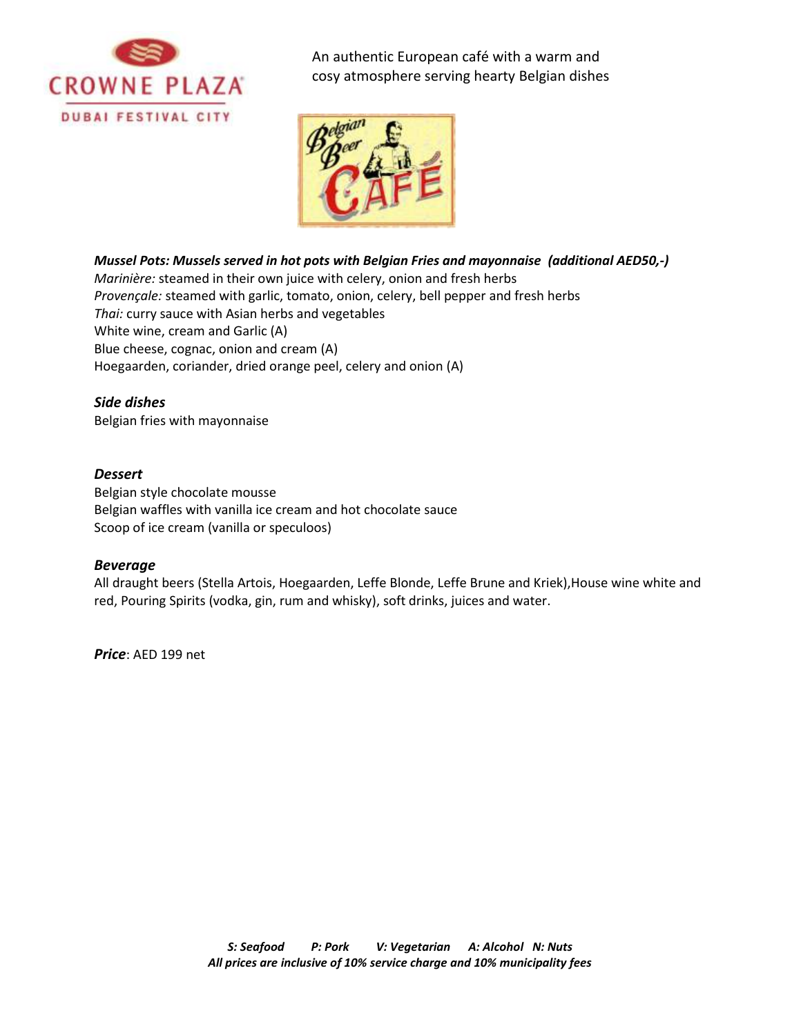CROWNE PLAZA
DUBAI FESTIVAL CITY

An authentic European café with a warm and cosy atmosphere serving hearty Belgian dishes

***Mussel Pots: Mussels served in hot pots with Belgian Fries and mayonnaise (additional AED50,-)***

*Marinière:* steamed in their own juice with celery, onion and fresh herbs
*Provençale:* steamed with garlic, tomato, onion, celery, bell pepper and fresh herbs
*Thai:* curry sauce with Asian herbs and vegetables
White wine, cream and Garlic (A)
Blue cheese, cognac, onion and cream (A)
Hoegaarden, coriander, dried orange peel, celery and onion (A)

### *Side dishes*

Belgian fries with mayonnaise

### *Dessert*

Belgian style chocolate mousse
Belgian waffles with vanilla ice cream and hot chocolate sauce
Scoop of ice cream (vanilla or speculoos)

### *Beverage*

All draught beers (Stella Artois, Hoegaarden, Leffe Blonde, Leffe Brune and Kriek),House wine white and red, Pouring Spirits (vodka, gin, rum and whisky), soft drinks, juices and water.

***Price***: AED 199 net

***S: Seafood P: Pork V: Vegetarian A: Alcohol N: Nuts***
***All prices are inclusive of 10% service charge and 10% municipality fees***